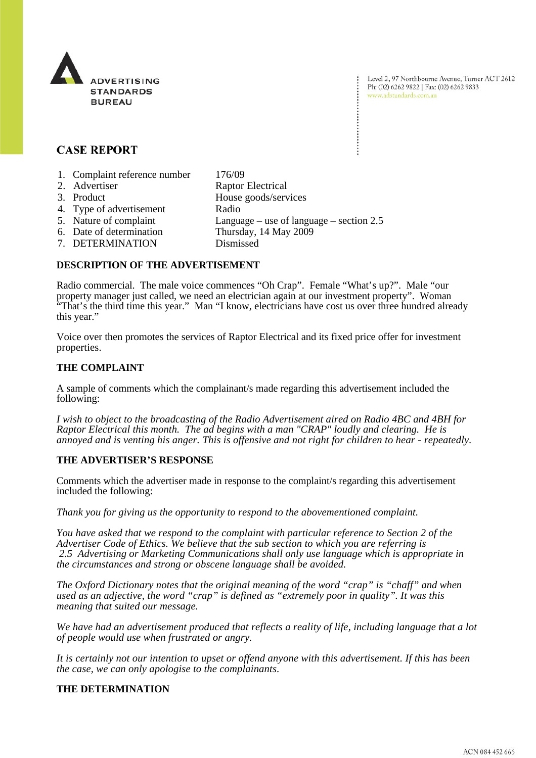ADVERTISING STANDARDS BUREAU

Level 2, 97 Northbourne Avenue, Turner ACT 2612
Ph: (02) 6262 9822 | Fax: (02) 6262 9833
www.adstandards.com.au

# CASE REPORT

| | |
|---|---|
| 1. Complaint reference number | 176/09 |
| 2. Advertiser | Raptor Electrical |
| 3. Product | House goods/services |
| 4. Type of advertisement | Radio |
| 5. Nature of complaint | Language – use of language – section 2.5 |
| 6. Date of determination | Thursday, 14 May 2009 |
| 7. DETERMINATION | Dismissed |

## DESCRIPTION OF THE ADVERTISEMENT

Radio commercial. The male voice commences "Oh Crap". Female "What's up?". Male "our property manager just called, we need an electrician again at our investment property". Woman "That's the third time this year." Man "I know, electricians have cost us over three hundred already this year."

Voice over then promotes the services of Raptor Electrical and its fixed price offer for investment properties.

## THE COMPLAINT

A sample of comments which the complainant/s made regarding this advertisement included the following:

*I wish to object to the broadcasting of the Radio Advertisement aired on Radio 4BC and 4BH for Raptor Electrical this month. The ad begins with a man "CRAP" loudly and clearing. He is annoyed and is venting his anger. This is offensive and not right for children to hear - repeatedly.*

## THE ADVERTISER'S RESPONSE

Comments which the advertiser made in response to the complaint/s regarding this advertisement included the following:

*Thank you for giving us the opportunity to respond to the abovementioned complaint.*

*You have asked that we respond to the complaint with particular reference to Section 2 of the Advertiser Code of Ethics. We believe that the sub section to which you are referring is 2.5 Advertising or Marketing Communications shall only use language which is appropriate in the circumstances and strong or obscene language shall be avoided.*

*The Oxford Dictionary notes that the original meaning of the word "crap" is "chaff" and when used as an adjective, the word "crap" is defined as "extremely poor in quality". It was this meaning that suited our message.*

*We have had an advertisement produced that reflects a reality of life, including language that a lot of people would use when frustrated or angry.*

*It is certainly not our intention to upset or offend anyone with this advertisement. If this has been the case, we can only apologise to the complainants.*

## THE DETERMINATION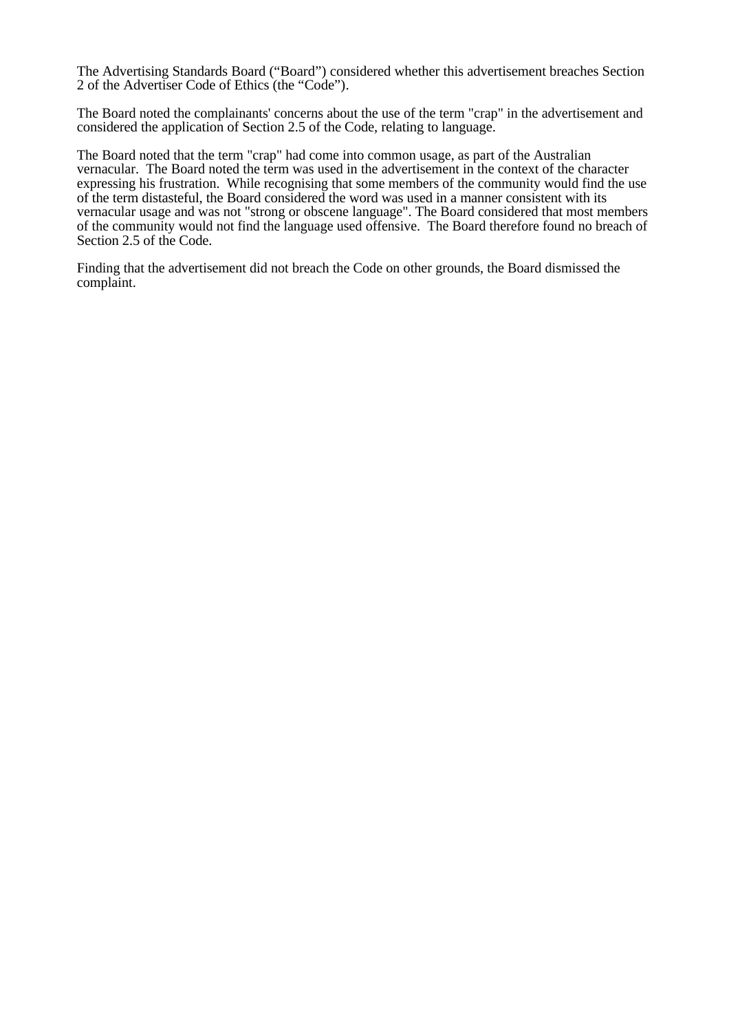The Advertising Standards Board ("Board") considered whether this advertisement breaches Section 2 of the Advertiser Code of Ethics (the "Code").

The Board noted the complainants' concerns about the use of the term "crap" in the advertisement and considered the application of Section 2.5 of the Code, relating to language.

The Board noted that the term "crap" had come into common usage, as part of the Australian vernacular. The Board noted the term was used in the advertisement in the context of the character expressing his frustration. While recognising that some members of the community would find the use of the term distasteful, the Board considered the word was used in a manner consistent with its vernacular usage and was not "strong or obscene language". The Board considered that most members of the community would not find the language used offensive. The Board therefore found no breach of Section 2.5 of the Code.

Finding that the advertisement did not breach the Code on other grounds, the Board dismissed the complaint.